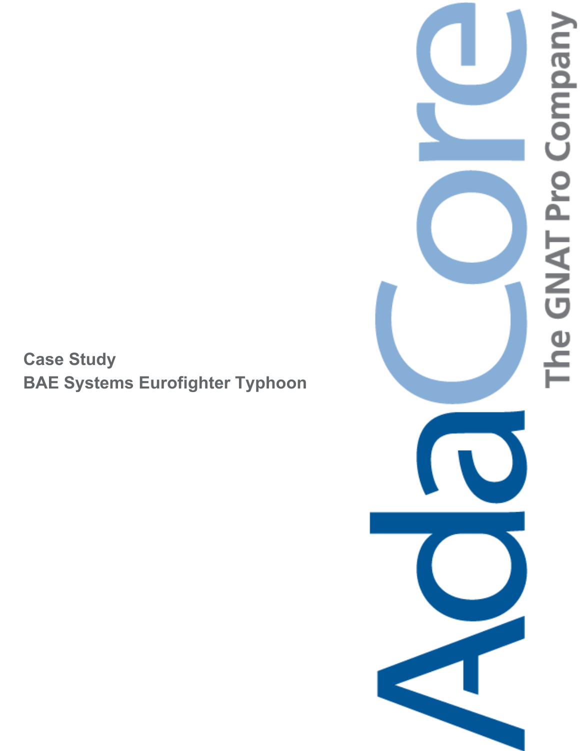**Case Study**
**BAE Systems Eurofighter Typhoon**

AdaCore

The GNAT Pro Company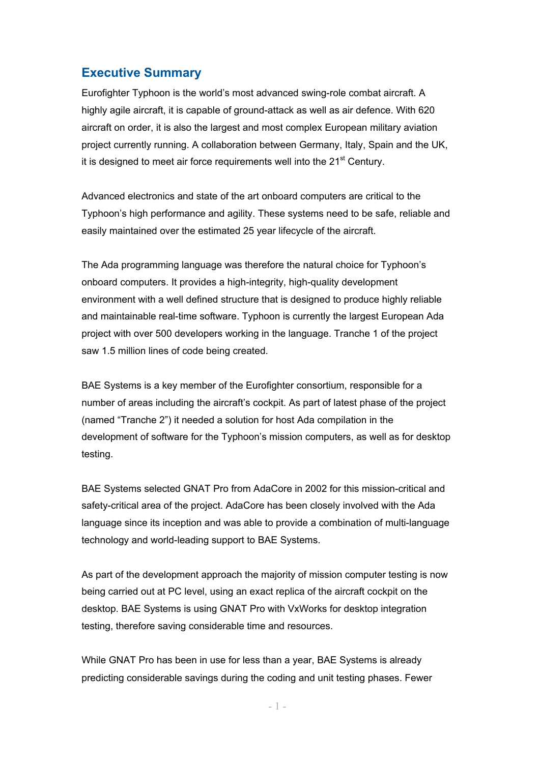## Executive Summary

Eurofighter Typhoon is the world's most advanced swing-role combat aircraft. A highly agile aircraft, it is capable of ground-attack as well as air defence. With 620 aircraft on order, it is also the largest and most complex European military aviation project currently running. A collaboration between Germany, Italy, Spain and the UK, it is designed to meet air force requirements well into the 21st Century.

Advanced electronics and state of the art onboard computers are critical to the Typhoon's high performance and agility. These systems need to be safe, reliable and easily maintained over the estimated 25 year lifecycle of the aircraft.

The Ada programming language was therefore the natural choice for Typhoon's onboard computers. It provides a high-integrity, high-quality development environment with a well defined structure that is designed to produce highly reliable and maintainable real-time software. Typhoon is currently the largest European Ada project with over 500 developers working in the language. Tranche 1 of the project saw 1.5 million lines of code being created.

BAE Systems is a key member of the Eurofighter consortium, responsible for a number of areas including the aircraft's cockpit. As part of latest phase of the project (named "Tranche 2") it needed a solution for host Ada compilation in the development of software for the Typhoon's mission computers, as well as for desktop testing.

BAE Systems selected GNAT Pro from AdaCore in 2002 for this mission-critical and safety-critical area of the project. AdaCore has been closely involved with the Ada language since its inception and was able to provide a combination of multi-language technology and world-leading support to BAE Systems.

As part of the development approach the majority of mission computer testing is now being carried out at PC level, using an exact replica of the aircraft cockpit on the desktop. BAE Systems is using GNAT Pro with VxWorks for desktop integration testing, therefore saving considerable time and resources.

While GNAT Pro has been in use for less than a year, BAE Systems is already predicting considerable savings during the coding and unit testing phases. Fewer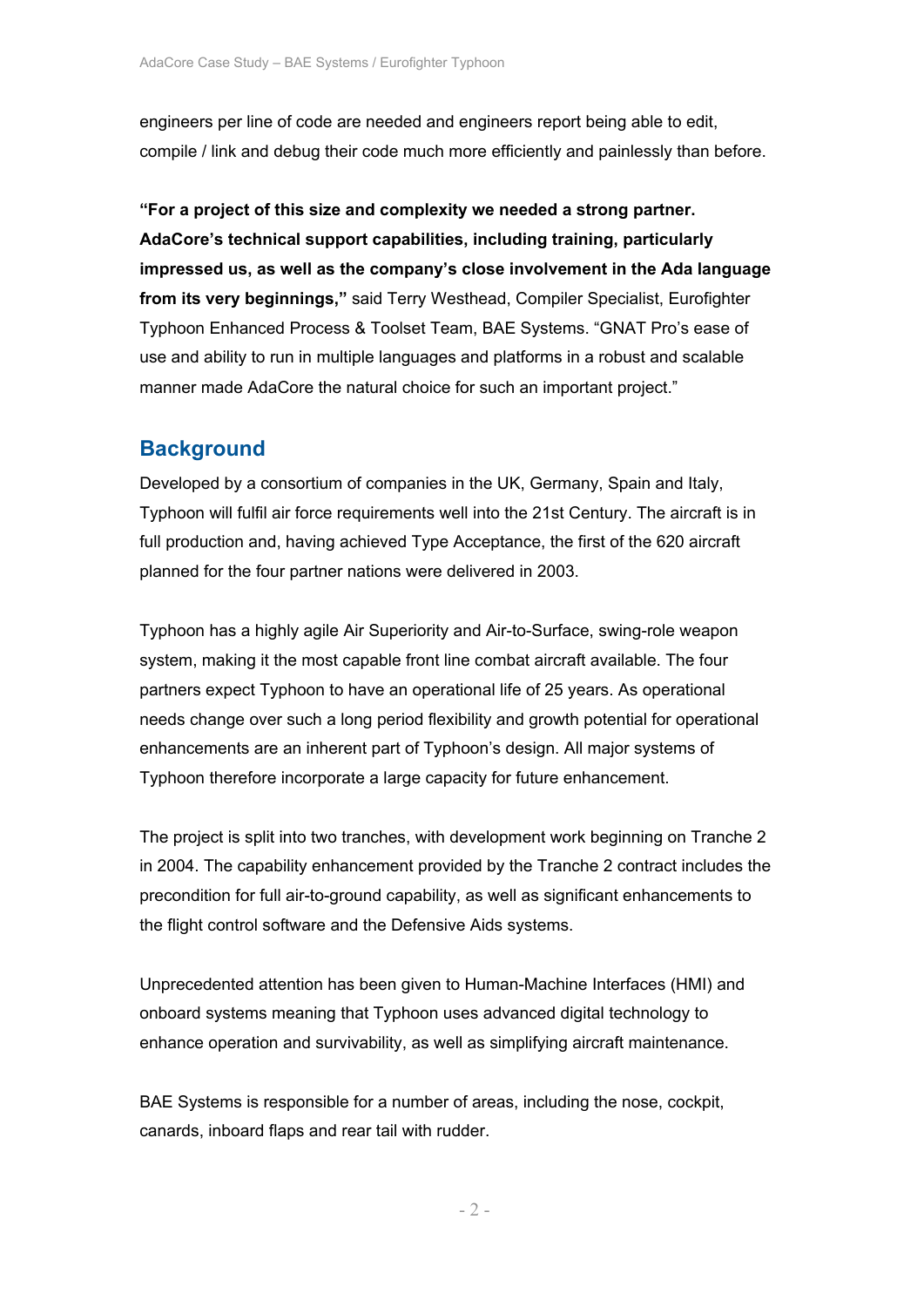engineers per line of code are needed and engineers report being able to edit, compile / link and debug their code much more efficiently and painlessly than before.

**"For a project of this size and complexity we needed a strong partner. AdaCore's technical support capabilities, including training, particularly impressed us, as well as the company's close involvement in the Ada language from its very beginnings,"** said Terry Westhead, Compiler Specialist, Eurofighter Typhoon Enhanced Process & Toolset Team, BAE Systems. "GNAT Pro's ease of use and ability to run in multiple languages and platforms in a robust and scalable manner made AdaCore the natural choice for such an important project."

## Background

Developed by a consortium of companies in the UK, Germany, Spain and Italy, Typhoon will fulfil air force requirements well into the 21st Century. The aircraft is in full production and, having achieved Type Acceptance, the first of the 620 aircraft planned for the four partner nations were delivered in 2003.

Typhoon has a highly agile Air Superiority and Air-to-Surface, swing-role weapon system, making it the most capable front line combat aircraft available. The four partners expect Typhoon to have an operational life of 25 years. As operational needs change over such a long period flexibility and growth potential for operational enhancements are an inherent part of Typhoon's design. All major systems of Typhoon therefore incorporate a large capacity for future enhancement.

The project is split into two tranches, with development work beginning on Tranche 2 in 2004. The capability enhancement provided by the Tranche 2 contract includes the precondition for full air-to-ground capability, as well as significant enhancements to the flight control software and the Defensive Aids systems.

Unprecedented attention has been given to Human-Machine Interfaces (HMI) and onboard systems meaning that Typhoon uses advanced digital technology to enhance operation and survivability, as well as simplifying aircraft maintenance.

BAE Systems is responsible for a number of areas, including the nose, cockpit, canards, inboard flaps and rear tail with rudder.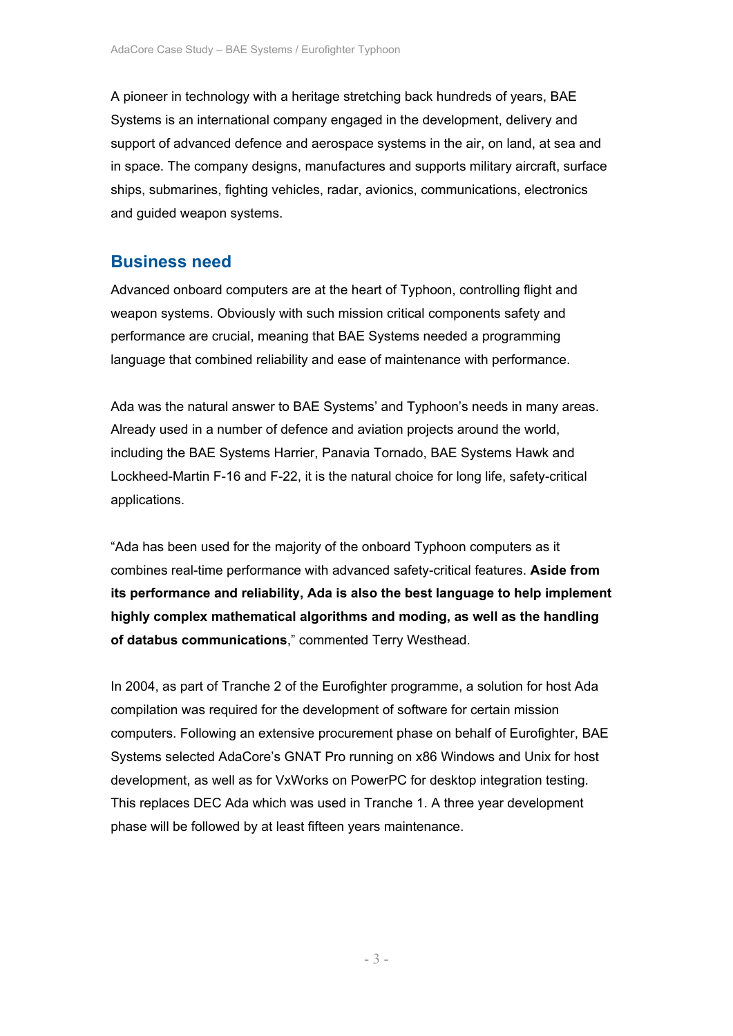A pioneer in technology with a heritage stretching back hundreds of years, BAE Systems is an international company engaged in the development, delivery and support of advanced defence and aerospace systems in the air, on land, at sea and in space. The company designs, manufactures and supports military aircraft, surface ships, submarines, fighting vehicles, radar, avionics, communications, electronics and guided weapon systems.

## Business need

Advanced onboard computers are at the heart of Typhoon, controlling flight and weapon systems. Obviously with such mission critical components safety and performance are crucial, meaning that BAE Systems needed a programming language that combined reliability and ease of maintenance with performance.

Ada was the natural answer to BAE Systems' and Typhoon's needs in many areas. Already used in a number of defence and aviation projects around the world, including the BAE Systems Harrier, Panavia Tornado, BAE Systems Hawk and Lockheed-Martin F-16 and F-22, it is the natural choice for long life, safety-critical applications.

"Ada has been used for the majority of the onboard Typhoon computers as it combines real-time performance with advanced safety-critical features. **Aside from its performance and reliability, Ada is also the best language to help implement highly complex mathematical algorithms and moding, as well as the handling of databus communications**," commented Terry Westhead.

In 2004, as part of Tranche 2 of the Eurofighter programme, a solution for host Ada compilation was required for the development of software for certain mission computers. Following an extensive procurement phase on behalf of Eurofighter, BAE Systems selected AdaCore's GNAT Pro running on x86 Windows and Unix for host development, as well as for VxWorks on PowerPC for desktop integration testing. This replaces DEC Ada which was used in Tranche 1. A three year development phase will be followed by at least fifteen years maintenance.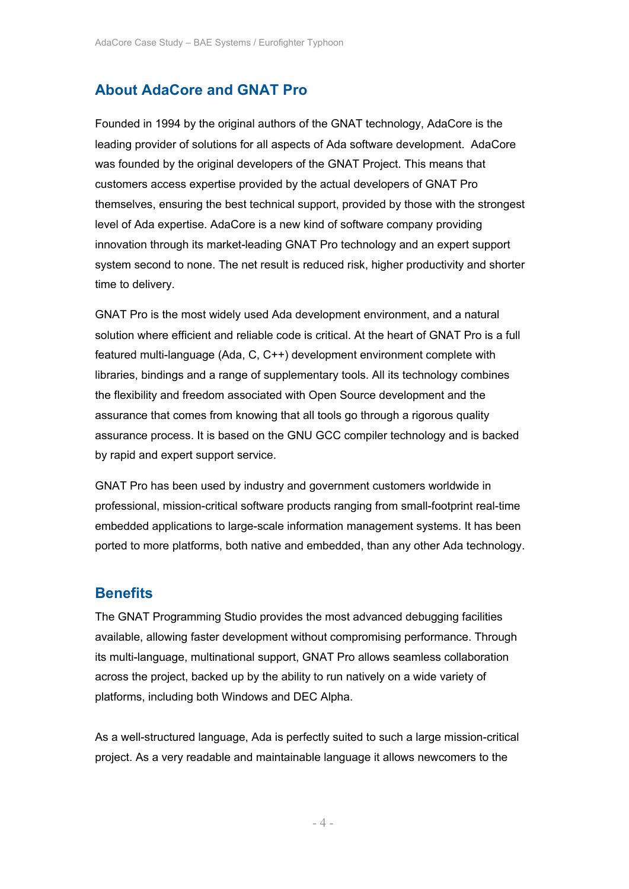## About AdaCore and GNAT Pro

Founded in 1994 by the original authors of the GNAT technology, AdaCore is the leading provider of solutions for all aspects of Ada software development. AdaCore was founded by the original developers of the GNAT Project. This means that customers access expertise provided by the actual developers of GNAT Pro themselves, ensuring the best technical support, provided by those with the strongest level of Ada expertise. AdaCore is a new kind of software company providing innovation through its market-leading GNAT Pro technology and an expert support system second to none. The net result is reduced risk, higher productivity and shorter time to delivery.

GNAT Pro is the most widely used Ada development environment, and a natural solution where efficient and reliable code is critical. At the heart of GNAT Pro is a full featured multi-language (Ada, C, C++) development environment complete with libraries, bindings and a range of supplementary tools. All its technology combines the flexibility and freedom associated with Open Source development and the assurance that comes from knowing that all tools go through a rigorous quality assurance process. It is based on the GNU GCC compiler technology and is backed by rapid and expert support service.

GNAT Pro has been used by industry and government customers worldwide in professional, mission-critical software products ranging from small-footprint real-time embedded applications to large-scale information management systems. It has been ported to more platforms, both native and embedded, than any other Ada technology.

## Benefits

The GNAT Programming Studio provides the most advanced debugging facilities available, allowing faster development without compromising performance. Through its multi-language, multinational support, GNAT Pro allows seamless collaboration across the project, backed up by the ability to run natively on a wide variety of platforms, including both Windows and DEC Alpha.

As a well-structured language, Ada is perfectly suited to such a large mission-critical project. As a very readable and maintainable language it allows newcomers to the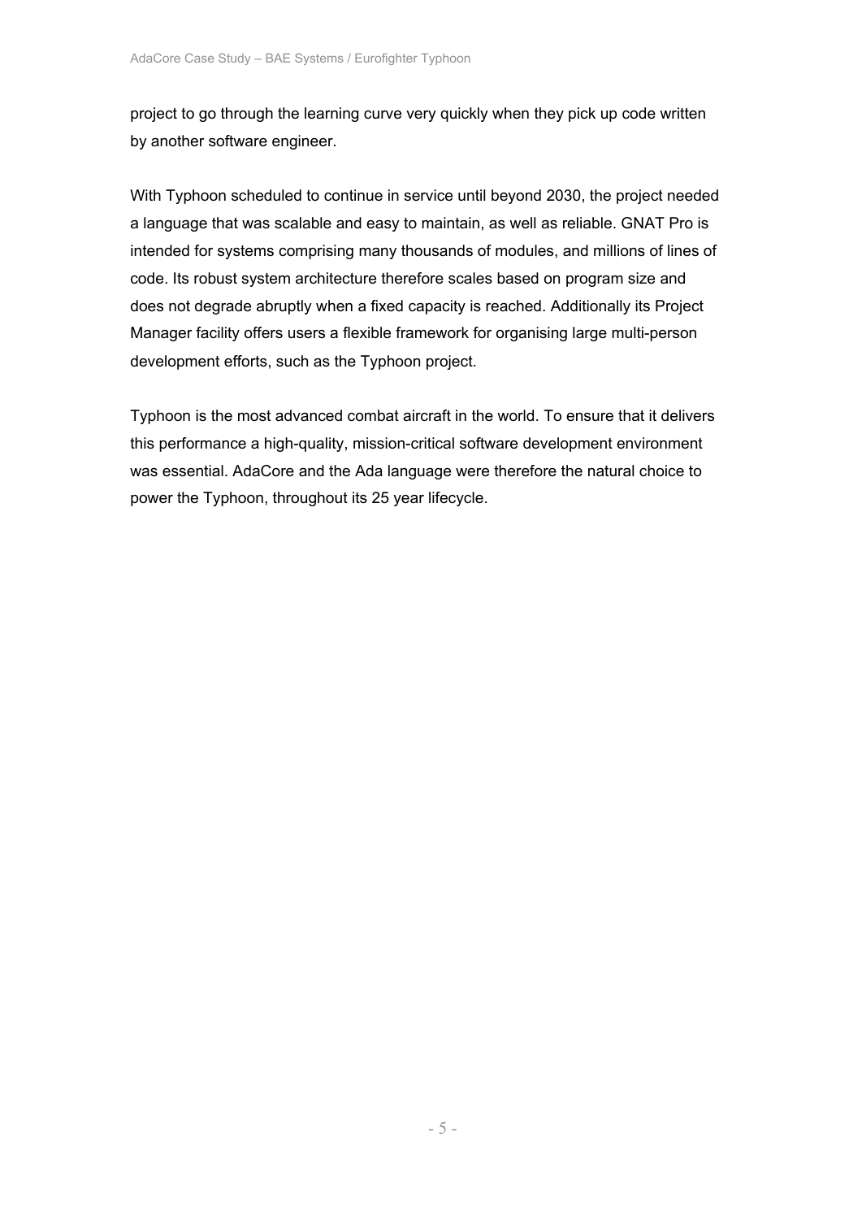project to go through the learning curve very quickly when they pick up code written by another software engineer.

With Typhoon scheduled to continue in service until beyond 2030, the project needed a language that was scalable and easy to maintain, as well as reliable. GNAT Pro is intended for systems comprising many thousands of modules, and millions of lines of code. Its robust system architecture therefore scales based on program size and does not degrade abruptly when a fixed capacity is reached. Additionally its Project Manager facility offers users a flexible framework for organising large multi-person development efforts, such as the Typhoon project.

Typhoon is the most advanced combat aircraft in the world. To ensure that it delivers this performance a high-quality, mission-critical software development environment was essential. AdaCore and the Ada language were therefore the natural choice to power the Typhoon, throughout its 25 year lifecycle.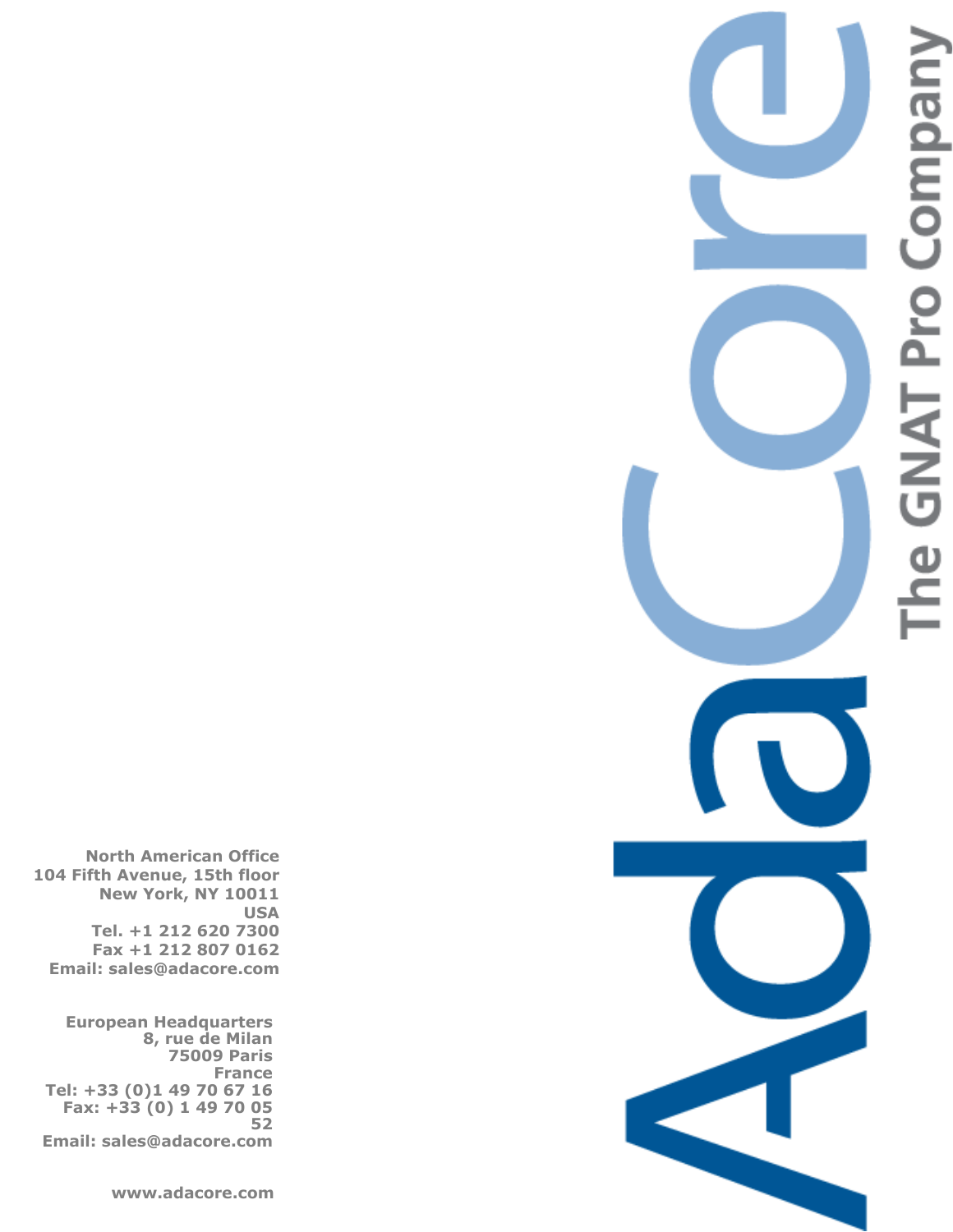**North American Office**
**104 Fifth Avenue, 15th floor**
**New York, NY 10011**
**USA**
**Tel. +1 212 620 7300**
**Fax +1 212 807 0162**
**Email: sales@adacore.com**

**European Headquarters**
**8, rue de Milan**
**75009 Paris**
**France**
**Tel: +33 (0)1 49 70 67 16**
**Fax: +33 (0) 1 49 70 05 52**
**Email: sales@adacore.com**

**www.adacore.com**

AdaCore

The GNAT Pro Company